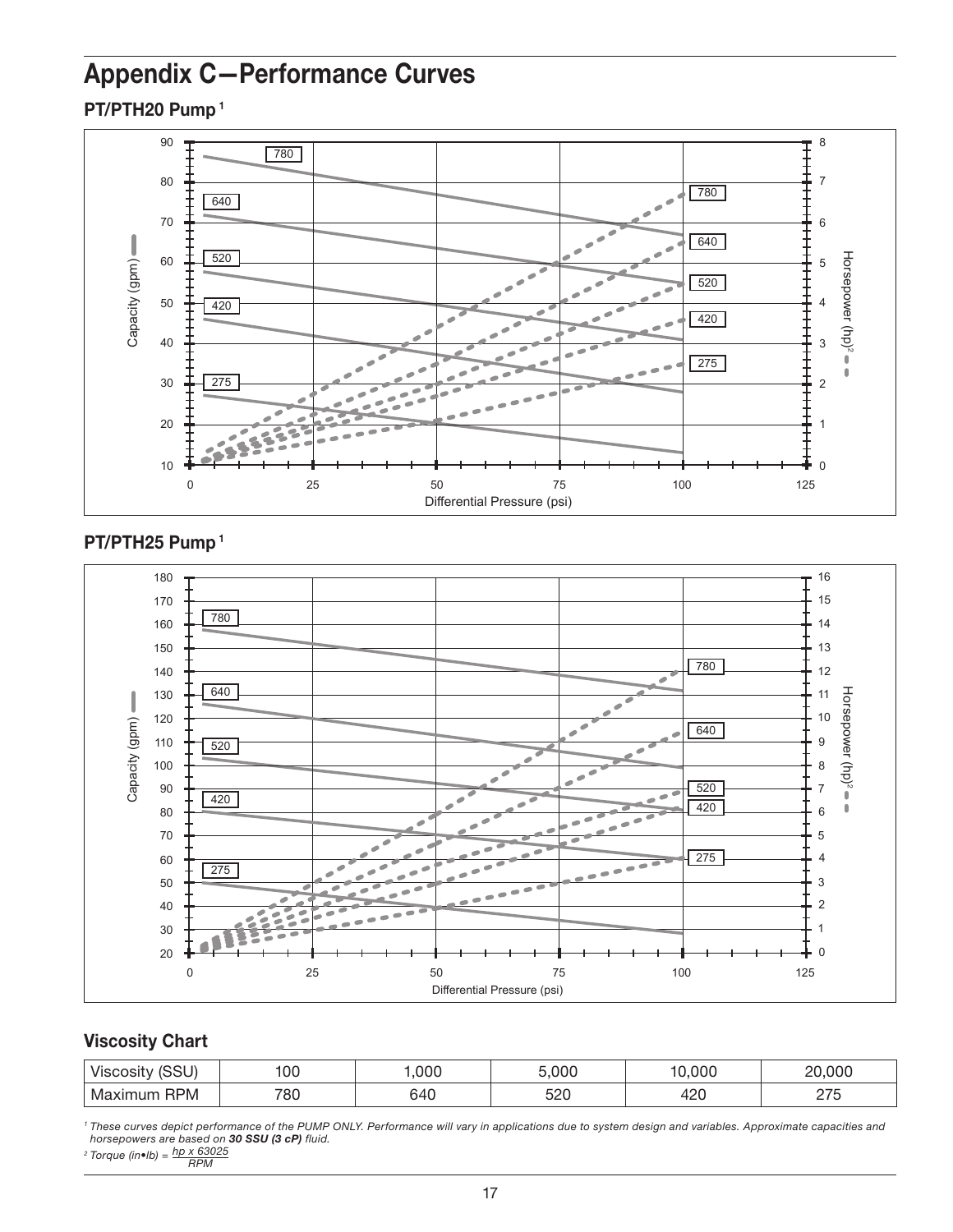# Appendix C—Performance Curves

## PT/PTH20 Pump[1]

## PT/PTH25 Pump[1]

## Viscosity Chart

| Viscosity (SSU) | 100 | 1,000 | 5,000 | 10,000 | 20,000 |
|---|---|---|---|---|---|
| Maximum RPM | 780 | 640 | 520 | 420 | 275 |

*[1] These curves depict performance of the PUMP ONLY. Performance will vary in applications due to system design and variables. Approximate capacities and horsepowers are based on **30 SSU (3 cP)** fluid.*

*[2] Torque (in•lb) =* $\frac{hp \times 63025}{RPM}$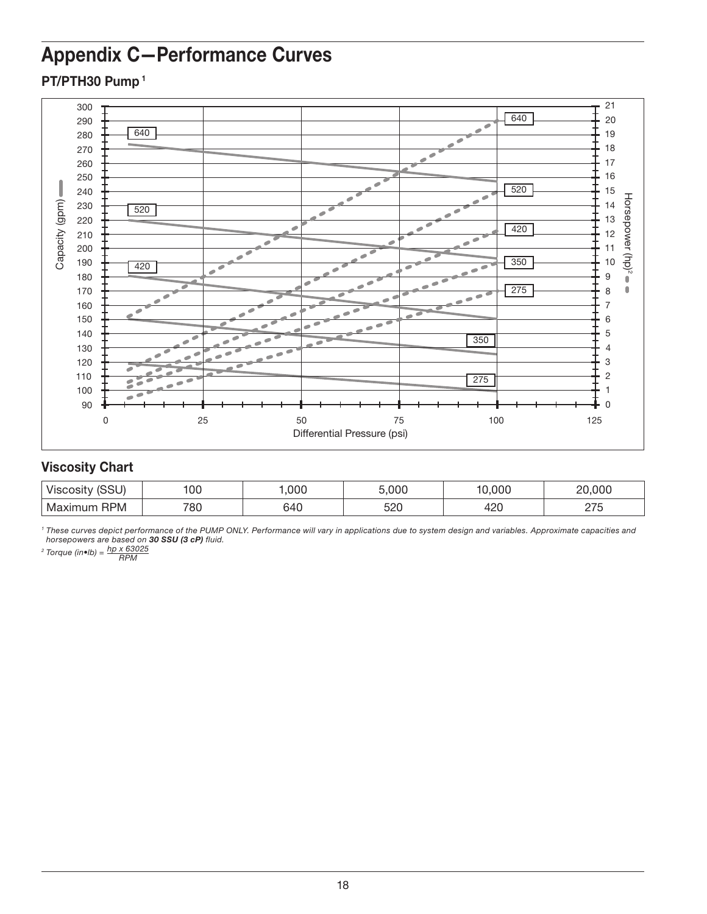# Appendix C—Performance Curves

## PT/PTH30 Pump[1]

300
290
280
270
260
250
240
230
220
210
200
190
180
170
160
150
140
130
120
110
100
90

Capacity (gpm)

21
20
19
18
17
16
15
14
13
12
11
10
9
8
7
6
5
4
3
2
1
0

Horsepower (hp)[2]

640
520
420
350
275

0 25 50 75 100 125

Differential Pressure (psi)

## Viscosity Chart

| Viscosity (SSU) | 100 | 1,000 | 5,000 | 10,000 | 20,000 |
|---|---|---|---|---|---|
| Maximum RPM | 780 | 640 | 520 | 420 | 275 |

[1] *These curves depict performance of the PUMP ONLY. Performance will vary in applications due to system design and variables. Approximate capacities and horsepowers are based on* ***30 SSU (3 cP)*** *fluid.*

[2] *Torque (in•lb)* = $\frac{hp \times 63025}{RPM}$